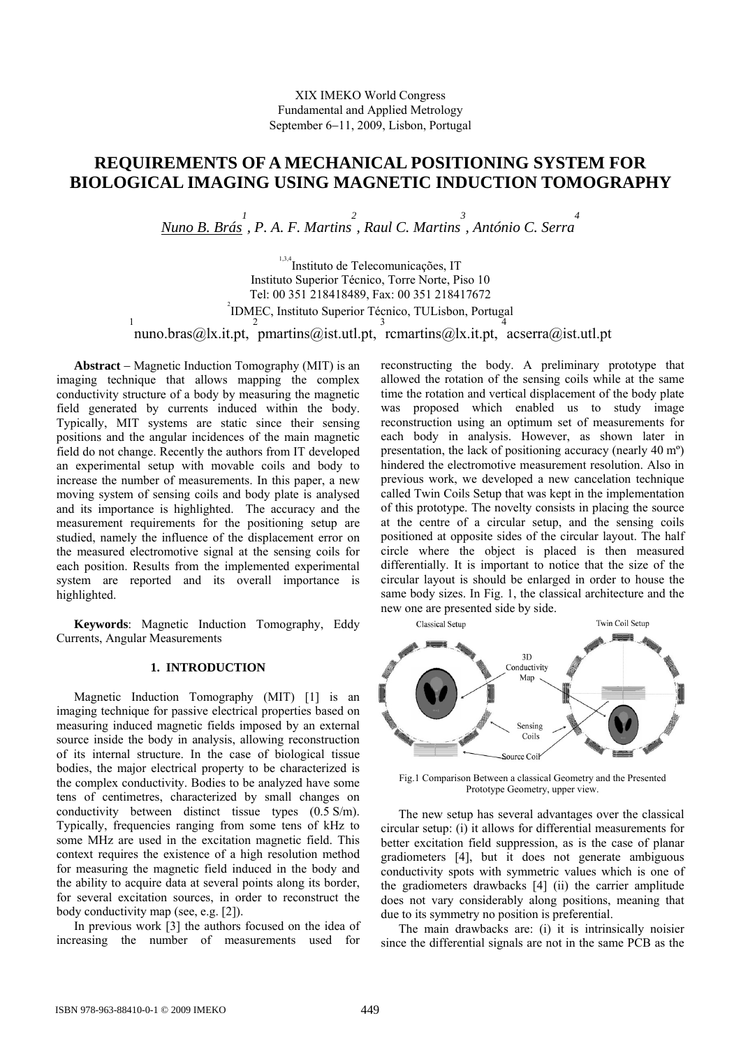XIX IMEKO World Congress
Fundamental and Applied Metrology
September 6–11, 2009, Lisbon, Portugal

# REQUIREMENTS OF A MECHANICAL POSITIONING SYSTEM FOR BIOLOGICAL IMAGING USING MAGNETIC INDUCTION TOMOGRAPHY

*Nuno B. Brás*[1], *P. A. F. Martins*[2], *Raul C. Martins*[3], *António C. Serra*[4]

[1,3,4]Instituto de Telecomunicações, IT
Instituto Superior Técnico, Torre Norte, Piso 10
Tel: 00 351 218418489, Fax: 00 351 218417672
[2]IDMEC, Instituto Superior Técnico, TULisbon, Portugal
[1]nuno.bras@lx.it.pt, [2]pmartins@ist.utl.pt, [3]rcmartins@lx.it.pt, [4]acserra@ist.utl.pt

**Abstract** – Magnetic Induction Tomography (MIT) is an imaging technique that allows mapping the complex conductivity structure of a body by measuring the magnetic field generated by currents induced within the body. Typically, MIT systems are static since their sensing positions and the angular incidences of the main magnetic field do not change. Recently the authors from IT developed an experimental setup with movable coils and body to increase the number of measurements. In this paper, a new moving system of sensing coils and body plate is analysed and its importance is highlighted. The accuracy and the measurement requirements for the positioning setup are studied, namely the influence of the displacement error on the measured electromotive signal at the sensing coils for each position. Results from the implemented experimental system are reported and its overall importance is highlighted.

**Keywords**: Magnetic Induction Tomography, Eddy Currents, Angular Measurements

## 1. INTRODUCTION

Magnetic Induction Tomography (MIT) [1] is an imaging technique for passive electrical properties based on measuring induced magnetic fields imposed by an external source inside the body in analysis, allowing reconstruction of its internal structure. In the case of biological tissue bodies, the major electrical property to be characterized is the complex conductivity. Bodies to be analyzed have some tens of centimetres, characterized by small changes on conductivity between distinct tissue types (0.5 S/m). Typically, frequencies ranging from some tens of kHz to some MHz are used in the excitation magnetic field. This context requires the existence of a high resolution method for measuring the magnetic field induced in the body and the ability to acquire data at several points along its border, for several excitation sources, in order to reconstruct the body conductivity map (see, e.g. [2]).

In previous work [3] the authors focused on the idea of increasing the number of measurements used for reconstructing the body. A preliminary prototype that allowed the rotation of the sensing coils while at the same time the rotation and vertical displacement of the body plate was proposed which enabled us to study image reconstruction using an optimum set of measurements for each body in analysis. However, as shown later in presentation, the lack of positioning accuracy (nearly 40 mº) hindered the electromotive measurement resolution. Also in previous work, we developed a new cancelation technique called Twin Coils Setup that was kept in the implementation of this prototype. The novelty consists in placing the source at the centre of a circular setup, and the sensing coils positioned at opposite sides of the circular layout. The half circle where the object is placed is then measured differentially. It is important to notice that the size of the circular layout is should be enlarged in order to house the same body sizes. In Fig. 1, the classical architecture and the new one are presented side by side.

Fig.1 Comparison Between a classical Geometry and the Presented Prototype Geometry, upper view.

The new setup has several advantages over the classical circular setup: (i) it allows for differential measurements for better excitation field suppression, as is the case of planar gradiometers [4], but it does not generate ambiguous conductivity spots with symmetric values which is one of the gradiometers drawbacks [4] (ii) the carrier amplitude does not vary considerably along positions, meaning that due to its symmetry no position is preferential.

The main drawbacks are: (i) it is intrinsically noisier since the differential signals are not in the same PCB as the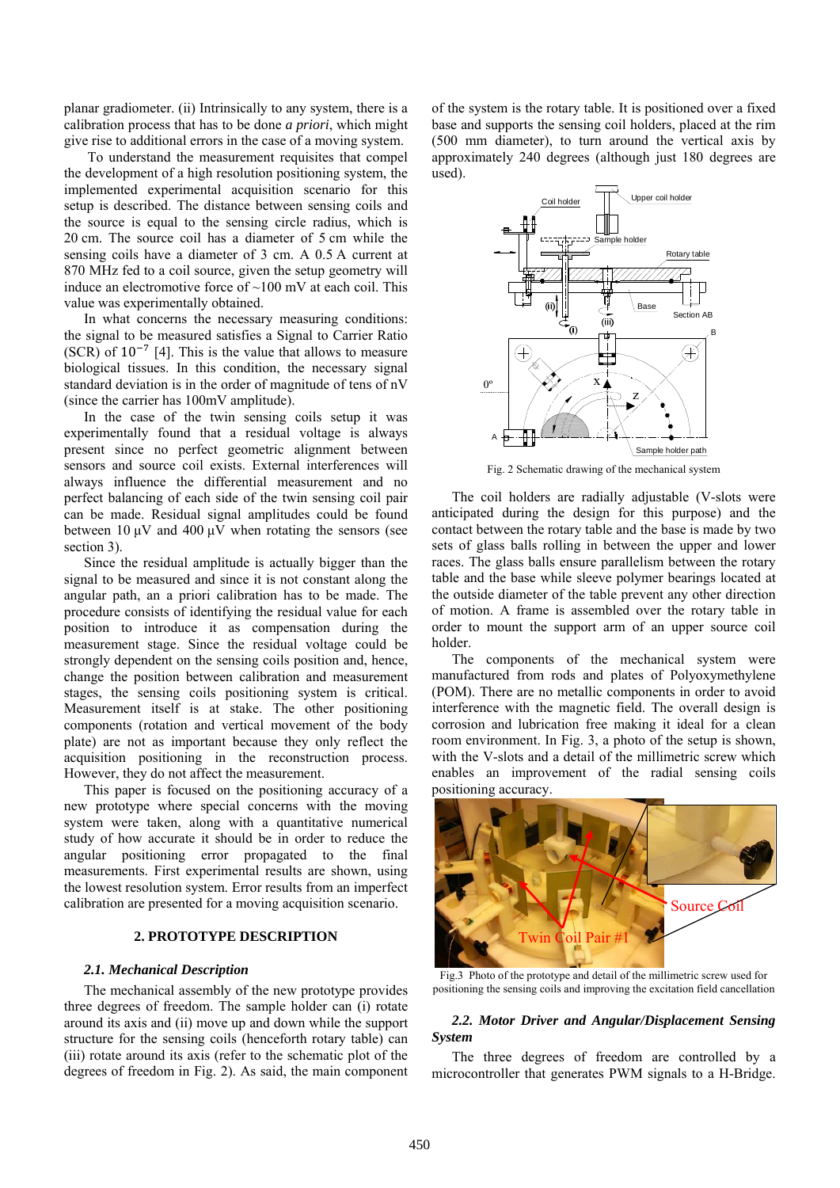planar gradiometer. (ii) Intrinsically to any system, there is a calibration process that has to be done *a priori*, which might give rise to additional errors in the case of a moving system.

To understand the measurement requisites that compel the development of a high resolution positioning system, the implemented experimental acquisition scenario for this setup is described. The distance between sensing coils and the source is equal to the sensing circle radius, which is 20 cm. The source coil has a diameter of 5 cm while the sensing coils have a diameter of 3 cm. A 0.5 A current at 870 MHz fed to a coil source, given the setup geometry will induce an electromotive force of ~100 mV at each coil. This value was experimentally obtained.

In what concerns the necessary measuring conditions: the signal to be measured satisfies a Signal to Carrier Ratio (SCR) of $10^{-7}$ [4]. This is the value that allows to measure biological tissues. In this condition, the necessary signal standard deviation is in the order of magnitude of tens of nV (since the carrier has 100mV amplitude).

In the case of the twin sensing coils setup it was experimentally found that a residual voltage is always present since no perfect geometric alignment between sensors and source coil exists. External interferences will always influence the differential measurement and no perfect balancing of each side of the twin sensing coil pair can be made. Residual signal amplitudes could be found between 10 µV and 400 µV when rotating the sensors (see section 3).

Since the residual amplitude is actually bigger than the signal to be measured and since it is not constant along the angular path, an a priori calibration has to be made. The procedure consists of identifying the residual value for each position to introduce it as compensation during the measurement stage. Since the residual voltage could be strongly dependent on the sensing coils position and, hence, change the position between calibration and measurement stages, the sensing coils positioning system is critical. Measurement itself is at stake. The other positioning components (rotation and vertical movement of the body plate) are not as important because they only reflect the acquisition positioning in the reconstruction process. However, they do not affect the measurement.

This paper is focused on the positioning accuracy of a new prototype where special concerns with the moving system were taken, along with a quantitative numerical study of how accurate it should be in order to reduce the angular positioning error propagated to the final measurements. First experimental results are shown, using the lowest resolution system. Error results from an imperfect calibration are presented for a moving acquisition scenario.

## 2. PROTOTYPE DESCRIPTION

### *2.1. Mechanical Description*

The mechanical assembly of the new prototype provides three degrees of freedom. The sample holder can (i) rotate around its axis and (ii) move up and down while the support structure for the sensing coils (henceforth rotary table) can (iii) rotate around its axis (refer to the schematic plot of the degrees of freedom in Fig. 2). As said, the main component of the system is the rotary table. It is positioned over a fixed base and supports the sensing coil holders, placed at the rim (500 mm diameter), to turn around the vertical axis by approximately 240 degrees (although just 180 degrees are used).

Fig. 2 Schematic drawing of the mechanical system

The coil holders are radially adjustable (V-slots were anticipated during the design for this purpose) and the contact between the rotary table and the base is made by two sets of glass balls rolling in between the upper and lower races. The glass balls ensure parallelism between the rotary table and the base while sleeve polymer bearings located at the outside diameter of the table prevent any other direction of motion. A frame is assembled over the rotary table in order to mount the support arm of an upper source coil holder.

The components of the mechanical system were manufactured from rods and plates of Polyoxymethylene (POM). There are no metallic components in order to avoid interference with the magnetic field. The overall design is corrosion and lubrication free making it ideal for a clean room environment. In Fig. 3, a photo of the setup is shown, with the V-slots and a detail of the millimetric screw which enables an improvement of the radial sensing coils positioning accuracy.

Fig.3 Photo of the prototype and detail of the millimetric screw used for positioning the sensing coils and improving the excitation field cancellation

### *2.2. Motor Driver and Angular/Displacement Sensing System*

The three degrees of freedom are controlled by a microcontroller that generates PWM signals to a H-Bridge.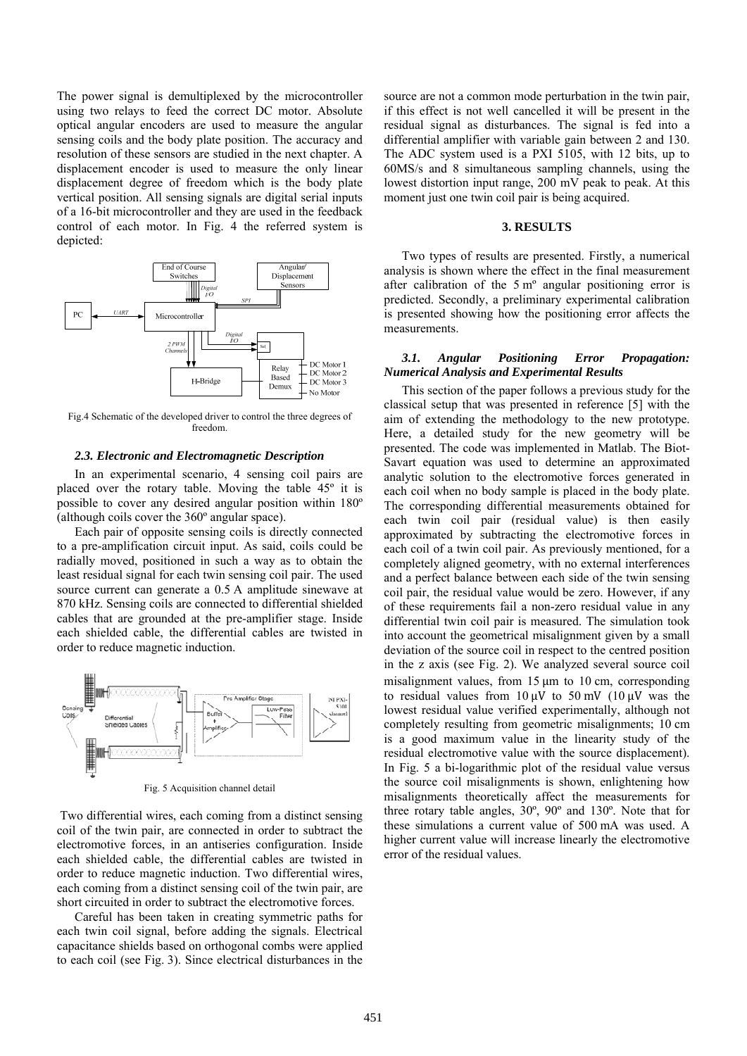The power signal is demultiplexed by the microcontroller using two relays to feed the correct DC motor. Absolute optical angular encoders are used to measure the angular sensing coils and the body plate position. The accuracy and resolution of these sensors are studied in the next chapter. A displacement encoder is used to measure the only linear displacement degree of freedom which is the body plate vertical position. All sensing signals are digital serial inputs of a 16-bit microcontroller and they are used in the feedback control of each motor. In Fig. 4 the referred system is depicted:

Fig.4 Schematic of the developed driver to control the three degrees of freedom.

### 2.3. Electronic and Electromagnetic Description

In an experimental scenario, 4 sensing coil pairs are placed over the rotary table. Moving the table 45º it is possible to cover any desired angular position within 180º (although coils cover the 360º angular space).

Each pair of opposite sensing coils is directly connected to a pre-amplification circuit input. As said, coils could be radially moved, positioned in such a way as to obtain the least residual signal for each twin sensing coil pair. The used source current can generate a 0.5 A amplitude sinewave at 870 kHz. Sensing coils are connected to differential shielded cables that are grounded at the pre-amplifier stage. Inside each shielded cable, the differential cables are twisted in order to reduce magnetic induction.

Fig. 5 Acquisition channel detail

Two differential wires, each coming from a distinct sensing coil of the twin pair, are connected in order to subtract the electromotive forces, in an antiseries configuration. Inside each shielded cable, the differential cables are twisted in order to reduce magnetic induction. Two differential wires, each coming from a distinct sensing coil of the twin pair, are short circuited in order to subtract the electromotive forces.

Careful has been taken in creating symmetric paths for each twin coil signal, before adding the signals. Electrical capacitance shields based on orthogonal combs were applied to each coil (see Fig. 3). Since electrical disturbances in the source are not a common mode perturbation in the twin pair, if this effect is not well cancelled it will be present in the residual signal as disturbances. The signal is fed into a differential amplifier with variable gain between 2 and 130. The ADC system used is a PXI 5105, with 12 bits, up to 60MS/s and 8 simultaneous sampling channels, using the lowest distortion input range, 200 mV peak to peak. At this moment just one twin coil pair is being acquired.

## 3. RESULTS

Two types of results are presented. Firstly, a numerical analysis is shown where the effect in the final measurement after calibration of the 5 mº angular positioning error is predicted. Secondly, a preliminary experimental calibration is presented showing how the positioning error affects the measurements.

### 3.1. Angular Positioning Error Propagation: Numerical Analysis and Experimental Results

This section of the paper follows a previous study for the classical setup that was presented in reference [5] with the aim of extending the methodology to the new prototype. Here, a detailed study for the new geometry will be presented. The code was implemented in Matlab. The Biot-Savart equation was used to determine an approximated analytic solution to the electromotive forces generated in each coil when no body sample is placed in the body plate. The corresponding differential measurements obtained for each twin coil pair (residual value) is then easily approximated by subtracting the electromotive forces in each coil of a twin coil pair. As previously mentioned, for a completely aligned geometry, with no external interferences and a perfect balance between each side of the twin sensing coil pair, the residual value would be zero. However, if any of these requirements fail a non-zero residual value in any differential twin coil pair is measured. The simulation took into account the geometrical misalignment given by a small deviation of the source coil in respect to the centred position in the z axis (see Fig. 2). We analyzed several source coil misalignment values, from 15 μm to 10 cm, corresponding to residual values from 10 μV to 50 mV (10 μV was the lowest residual value verified experimentally, although not completely resulting from geometric misalignments; 10 cm is a good maximum value in the linearity study of the residual electromotive value with the source displacement). In Fig. 5 a bi-logarithmic plot of the residual value versus the source coil misalignments is shown, enlightening how misalignments theoretically affect the measurements for three rotary table angles, 30º, 90º and 130º. Note that for these simulations a current value of 500 mA was used. A higher current value will increase linearly the electromotive error of the residual values.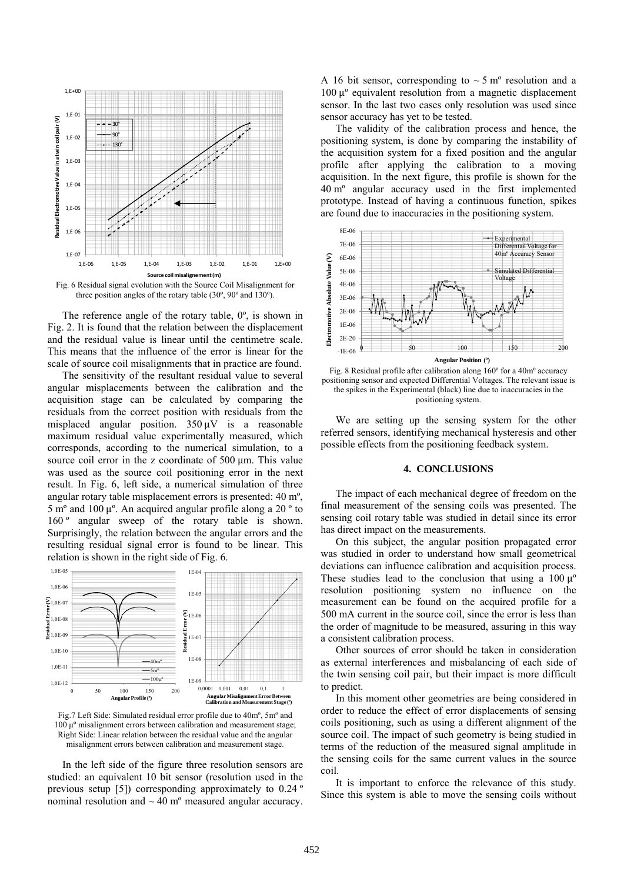Fig. 6 Residual signal evolution with the Source Coil Misalignment for three position angles of the rotary table (30º, 90º and 130º).

The reference angle of the rotary table, 0º, is shown in Fig. 2. It is found that the relation between the displacement and the residual value is linear until the centimetre scale. This means that the influence of the error is linear for the scale of source coil misalignments that in practice are found.

The sensitivity of the resultant residual value to several angular misplacements between the calibration and the acquisition stage can be calculated by comparing the residuals from the correct position with residuals from the misplaced angular position. 350 µV is a reasonable maximum residual value experimentally measured, which corresponds, according to the numerical simulation, to a source coil error in the z coordinate of 500 µm. This value was used as the source coil positioning error in the next result. In Fig. 6, left side, a numerical simulation of three angular rotary table misplacement errors is presented: 40 mº, 5 mº and 100 µº. An acquired angular profile along a 20 º to 160 º angular sweep of the rotary table is shown. Surprisingly, the relation between the angular errors and the resulting residual signal error is found to be linear. This relation is shown in the right side of Fig. 6.

Fig.7 Left Side: Simulated residual error profile due to 40mº, 5mº and 100 µº misalignment errors between calibration and measurement stage; Right Side: Linear relation between the residual value and the angular misalignment errors between calibration and measurement stage.

In the left side of the figure three resolution sensors are studied: an equivalent 10 bit sensor (resolution used in the previous setup [5]) corresponding approximately to 0.24 º nominal resolution and ~ 40 mº measured angular accuracy. A 16 bit sensor, corresponding to ~ 5 mº resolution and a 100 µº equivalent resolution from a magnetic displacement sensor. In the last two cases only resolution was used since sensor accuracy has yet to be tested.

The validity of the calibration process and hence, the positioning system, is done by comparing the instability of the acquisition system for a fixed position and the angular profile after applying the calibration to a moving acquisition. In the next figure, this profile is shown for the 40 mº angular accuracy used in the first implemented prototype. Instead of having a continuous function, spikes are found due to inaccuracies in the positioning system.

Fig. 8 Residual profile after calibration along 160º for a 40mº accuracy positioning sensor and expected Differential Voltages. The relevant issue is the spikes in the Experimental (black) line due to inaccuracies in the positioning system.

We are setting up the sensing system for the other referred sensors, identifying mechanical hysteresis and other possible effects from the positioning feedback system.

## 4. CONCLUSIONS

The impact of each mechanical degree of freedom on the final measurement of the sensing coils was presented. The sensing coil rotary table was studied in detail since its error has direct impact on the measurements.

On this subject, the angular position propagated error was studied in order to understand how small geometrical deviations can influence calibration and acquisition process. These studies lead to the conclusion that using a 100 µº resolution positioning system no influence on the measurement can be found on the acquired profile for a 500 mA current in the source coil, since the error is less than the order of magnitude to be measured, assuring in this way a consistent calibration process.

Other sources of error should be taken in consideration as external interferences and misbalancing of each side of the twin sensing coil pair, but their impact is more difficult to predict.

In this moment other geometries are being considered in order to reduce the effect of error displacements of sensing coils positioning, such as using a different alignment of the source coil. The impact of such geometry is being studied in terms of the reduction of the measured signal amplitude in the sensing coils for the same current values in the source coil.

It is important to enforce the relevance of this study. Since this system is able to move the sensing coils without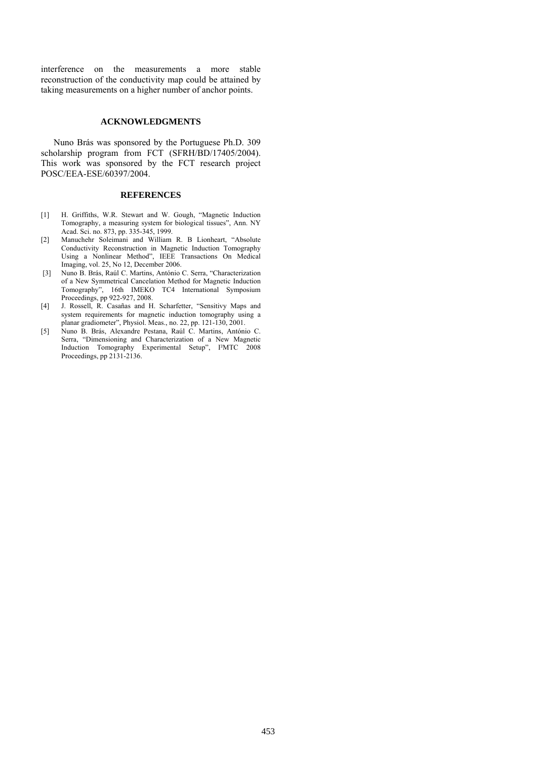interference on the measurements a more stable reconstruction of the conductivity map could be attained by taking measurements on a higher number of anchor points.

## ACKNOWLEDGMENTS

Nuno Brás was sponsored by the Portuguese Ph.D. 309 scholarship program from FCT (SFRH/BD/17405/2004). This work was sponsored by the FCT research project POSC/EEA-ESE/60397/2004.

## REFERENCES

[1] H. Griffiths, W.R. Stewart and W. Gough, "Magnetic Induction Tomography, a measuring system for biological tissues", Ann. NY Acad. Sci. no. 873, pp. 335-345, 1999.

[2] Manuchehr Soleimani and William R. B Lionheart, "Absolute Conductivity Reconstruction in Magnetic Induction Tomography Using a Nonlinear Method", IEEE Transactions On Medical Imaging, vol. 25, No 12, December 2006.

[3] Nuno B. Brás, Raúl C. Martins, António C. Serra, "Characterization of a New Symmetrical Cancelation Method for Magnetic Induction Tomography", 16th IMEKO TC4 International Symposium Proceedings, pp 922-927, 2008.

[4] J. Rossell, R. Casañas and H. Scharfetter, "Sensitivy Maps and system requirements for magnetic induction tomography using a planar gradiometer", Physiol. Meas., no. 22, pp. 121-130, 2001.

[5] Nuno B. Brás, Alexandre Pestana, Raúl C. Martins, António C. Serra, "Dimensioning and Characterization of a New Magnetic Induction Tomography Experimental Setup", I²MTC 2008 Proceedings, pp 2131-2136.